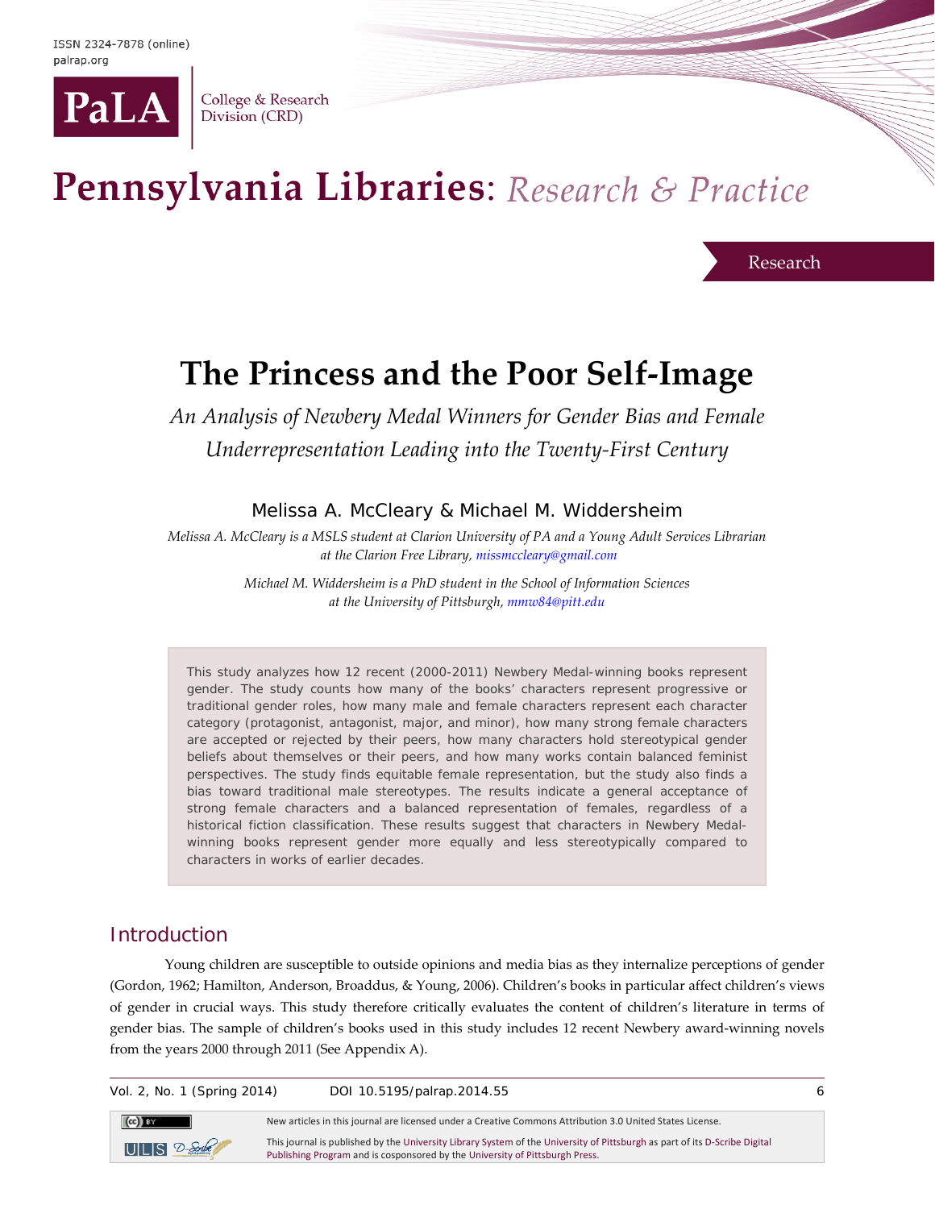ISSN 2324-7878 (online)
palrap.org

PaLA College & Research Division (CRD)

Pennsylvania Libraries: *Research & Practice*

Research

# The Princess and the Poor Self-Image

*An Analysis of Newbery Medal Winners for Gender Bias and Female Underrepresentation Leading into the Twenty-First Century*

Melissa A. McCleary & Michael M. Widdersheim

*Melissa A. McCleary is a MSLS student at Clarion University of PA and a Young Adult Services Librarian at the Clarion Free Library, missmccleary@gmail.com*

*Michael M. Widdersheim is a PhD student in the School of Information Sciences at the University of Pittsburgh, mmw84@pitt.edu*

This study analyzes how 12 recent (2000-2011) Newbery Medal-winning books represent gender. The study counts how many of the books' characters represent progressive or traditional gender roles, how many male and female characters represent each character category (protagonist, antagonist, major, and minor), how many strong female characters are accepted or rejected by their peers, how many characters hold stereotypical gender beliefs about themselves or their peers, and how many works contain balanced feminist perspectives. The study finds equitable female representation, but the study also finds a bias toward traditional male stereotypes. The results indicate a general acceptance of strong female characters and a balanced representation of females, regardless of a historical fiction classification. These results suggest that characters in Newbery Medal-winning books represent gender more equally and less stereotypically compared to characters in works of earlier decades.

## Introduction

Young children are susceptible to outside opinions and media bias as they internalize perceptions of gender (Gordon, 1962; Hamilton, Anderson, Broaddus, & Young, 2006). Children's books in particular affect children's views of gender in crucial ways. This study therefore critically evaluates the content of children's literature in terms of gender bias. The sample of children's books used in this study includes 12 recent Newbery award-winning novels from the years 2000 through 2011 (See Appendix A).

New articles in this journal are licensed under a Creative Commons Attribution 3.0 United States License.

This journal is published by the University Library System of the University of Pittsburgh as part of its D-Scribe Digital Publishing Program and is cosponsored by the University of Pittsburgh Press.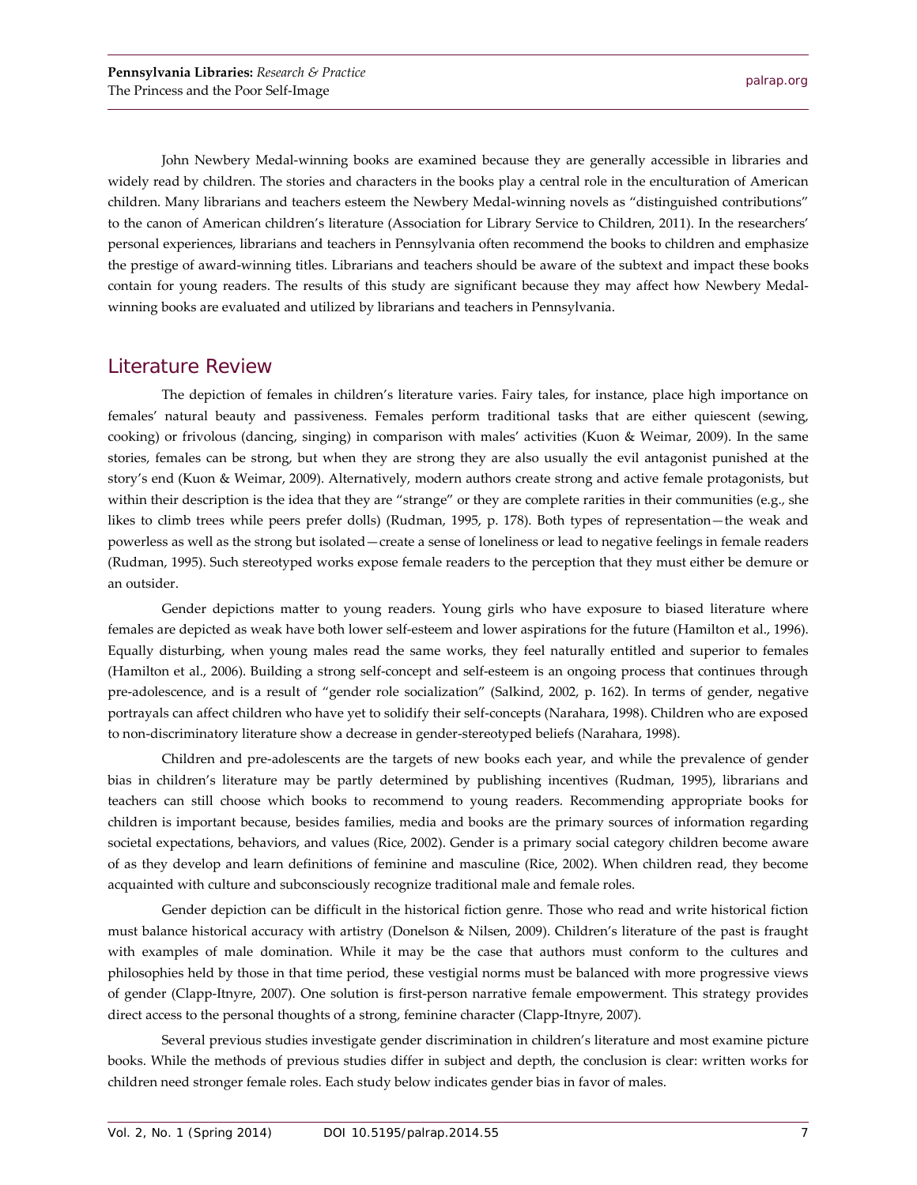John Newbery Medal-winning books are examined because they are generally accessible in libraries and widely read by children. The stories and characters in the books play a central role in the enculturation of American children. Many librarians and teachers esteem the Newbery Medal-winning novels as "distinguished contributions" to the canon of American children's literature (Association for Library Service to Children, 2011). In the researchers' personal experiences, librarians and teachers in Pennsylvania often recommend the books to children and emphasize the prestige of award-winning titles. Librarians and teachers should be aware of the subtext and impact these books contain for young readers. The results of this study are significant because they may affect how Newbery Medal-winning books are evaluated and utilized by librarians and teachers in Pennsylvania.

## Literature Review

The depiction of females in children's literature varies. Fairy tales, for instance, place high importance on females' natural beauty and passiveness. Females perform traditional tasks that are either quiescent (sewing, cooking) or frivolous (dancing, singing) in comparison with males' activities (Kuon & Weimar, 2009). In the same stories, females can be strong, but when they are strong they are also usually the evil antagonist punished at the story's end (Kuon & Weimar, 2009). Alternatively, modern authors create strong and active female protagonists, but within their description is the idea that they are "strange" or they are complete rarities in their communities (e.g., she likes to climb trees while peers prefer dolls) (Rudman, 1995, p. 178). Both types of representation—the weak and powerless as well as the strong but isolated—create a sense of loneliness or lead to negative feelings in female readers (Rudman, 1995). Such stereotyped works expose female readers to the perception that they must either be demure or an outsider.

Gender depictions matter to young readers. Young girls who have exposure to biased literature where females are depicted as weak have both lower self-esteem and lower aspirations for the future (Hamilton et al., 1996). Equally disturbing, when young males read the same works, they feel naturally entitled and superior to females (Hamilton et al., 2006). Building a strong self-concept and self-esteem is an ongoing process that continues through pre-adolescence, and is a result of "gender role socialization" (Salkind, 2002, p. 162). In terms of gender, negative portrayals can affect children who have yet to solidify their self-concepts (Narahara, 1998). Children who are exposed to non-discriminatory literature show a decrease in gender-stereotyped beliefs (Narahara, 1998).

Children and pre-adolescents are the targets of new books each year, and while the prevalence of gender bias in children's literature may be partly determined by publishing incentives (Rudman, 1995), librarians and teachers can still choose which books to recommend to young readers. Recommending appropriate books for children is important because, besides families, media and books are the primary sources of information regarding societal expectations, behaviors, and values (Rice, 2002). Gender is a primary social category children become aware of as they develop and learn definitions of feminine and masculine (Rice, 2002). When children read, they become acquainted with culture and subconsciously recognize traditional male and female roles.

Gender depiction can be difficult in the historical fiction genre. Those who read and write historical fiction must balance historical accuracy with artistry (Donelson & Nilsen, 2009). Children's literature of the past is fraught with examples of male domination. While it may be the case that authors must conform to the cultures and philosophies held by those in that time period, these vestigial norms must be balanced with more progressive views of gender (Clapp-Itnyre, 2007). One solution is first-person narrative female empowerment. This strategy provides direct access to the personal thoughts of a strong, feminine character (Clapp-Itnyre, 2007).

Several previous studies investigate gender discrimination in children's literature and most examine picture books. While the methods of previous studies differ in subject and depth, the conclusion is clear: written works for children need stronger female roles. Each study below indicates gender bias in favor of males.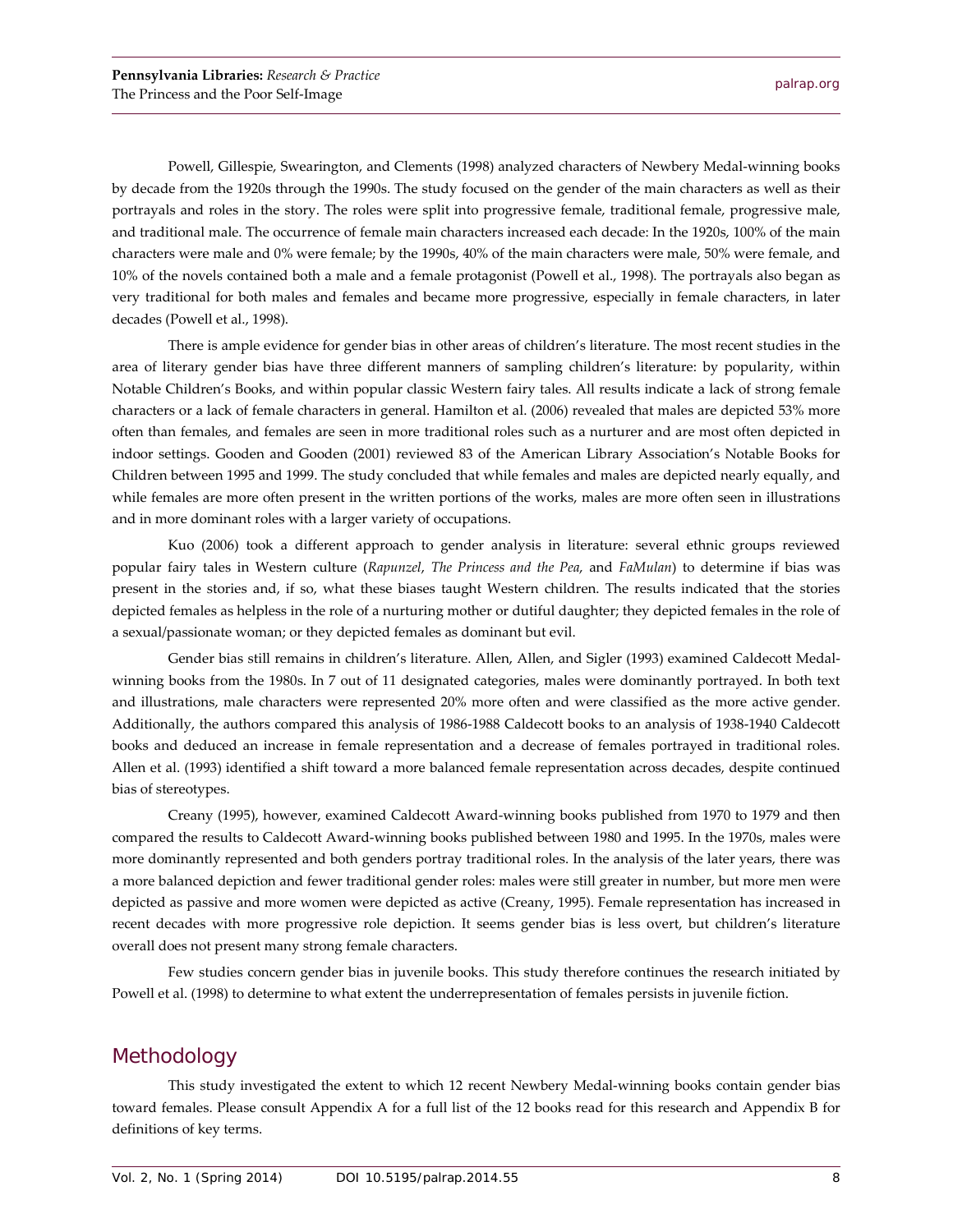Powell, Gillespie, Swearington, and Clements (1998) analyzed characters of Newbery Medal-winning books by decade from the 1920s through the 1990s. The study focused on the gender of the main characters as well as their portrayals and roles in the story. The roles were split into progressive female, traditional female, progressive male, and traditional male. The occurrence of female main characters increased each decade: In the 1920s, 100% of the main characters were male and 0% were female; by the 1990s, 40% of the main characters were male, 50% were female, and 10% of the novels contained both a male and a female protagonist (Powell et al., 1998). The portrayals also began as very traditional for both males and females and became more progressive, especially in female characters, in later decades (Powell et al., 1998).

There is ample evidence for gender bias in other areas of children's literature. The most recent studies in the area of literary gender bias have three different manners of sampling children's literature: by popularity, within Notable Children's Books, and within popular classic Western fairy tales. All results indicate a lack of strong female characters or a lack of female characters in general. Hamilton et al. (2006) revealed that males are depicted 53% more often than females, and females are seen in more traditional roles such as a nurturer and are most often depicted in indoor settings. Gooden and Gooden (2001) reviewed 83 of the American Library Association's Notable Books for Children between 1995 and 1999. The study concluded that while females and males are depicted nearly equally, and while females are more often present in the written portions of the works, males are more often seen in illustrations and in more dominant roles with a larger variety of occupations.

Kuo (2006) took a different approach to gender analysis in literature: several ethnic groups reviewed popular fairy tales in Western culture (*Rapunzel*, *The Princess and the Pea*, and *FaMulan*) to determine if bias was present in the stories and, if so, what these biases taught Western children. The results indicated that the stories depicted females as helpless in the role of a nurturing mother or dutiful daughter; they depicted females in the role of a sexual/passionate woman; or they depicted females as dominant but evil.

Gender bias still remains in children's literature. Allen, Allen, and Sigler (1993) examined Caldecott Medal-winning books from the 1980s. In 7 out of 11 designated categories, males were dominantly portrayed. In both text and illustrations, male characters were represented 20% more often and were classified as the more active gender. Additionally, the authors compared this analysis of 1986-1988 Caldecott books to an analysis of 1938-1940 Caldecott books and deduced an increase in female representation and a decrease of females portrayed in traditional roles. Allen et al. (1993) identified a shift toward a more balanced female representation across decades, despite continued bias of stereotypes.

Creany (1995), however, examined Caldecott Award-winning books published from 1970 to 1979 and then compared the results to Caldecott Award-winning books published between 1980 and 1995. In the 1970s, males were more dominantly represented and both genders portray traditional roles. In the analysis of the later years, there was a more balanced depiction and fewer traditional gender roles: males were still greater in number, but more men were depicted as passive and more women were depicted as active (Creany, 1995). Female representation has increased in recent decades with more progressive role depiction. It seems gender bias is less overt, but children's literature overall does not present many strong female characters.

Few studies concern gender bias in juvenile books. This study therefore continues the research initiated by Powell et al. (1998) to determine to what extent the underrepresentation of females persists in juvenile fiction.

## Methodology

This study investigated the extent to which 12 recent Newbery Medal-winning books contain gender bias toward females. Please consult Appendix A for a full list of the 12 books read for this research and Appendix B for definitions of key terms.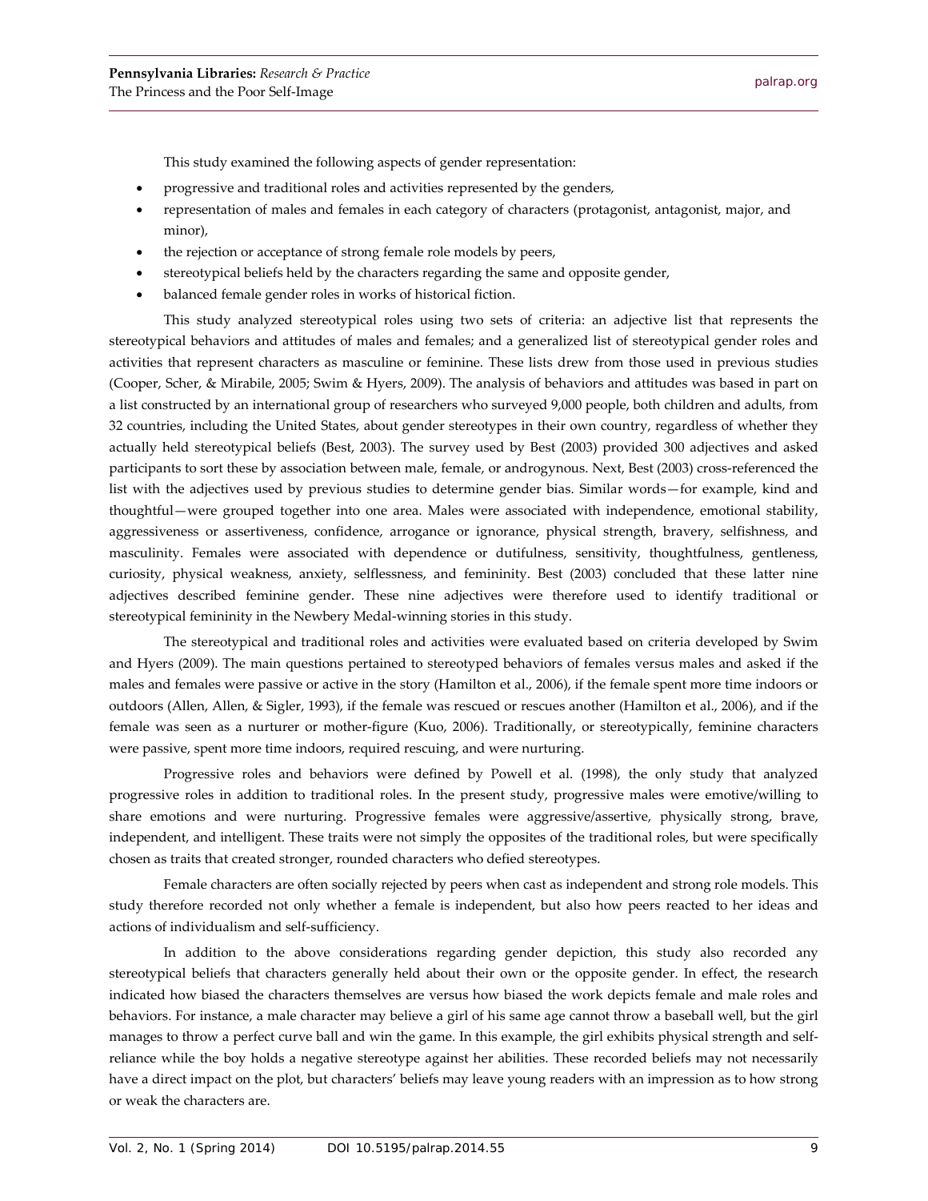This study examined the following aspects of gender representation:

- progressive and traditional roles and activities represented by the genders,
- representation of males and females in each category of characters (protagonist, antagonist, major, and minor),
- the rejection or acceptance of strong female role models by peers,
- stereotypical beliefs held by the characters regarding the same and opposite gender,
- balanced female gender roles in works of historical fiction.

This study analyzed stereotypical roles using two sets of criteria: an adjective list that represents the stereotypical behaviors and attitudes of males and females; and a generalized list of stereotypical gender roles and activities that represent characters as masculine or feminine. These lists drew from those used in previous studies (Cooper, Scher, & Mirabile, 2005; Swim & Hyers, 2009). The analysis of behaviors and attitudes was based in part on a list constructed by an international group of researchers who surveyed 9,000 people, both children and adults, from 32 countries, including the United States, about gender stereotypes in their own country, regardless of whether they actually held stereotypical beliefs (Best, 2003). The survey used by Best (2003) provided 300 adjectives and asked participants to sort these by association between male, female, or androgynous. Next, Best (2003) cross-referenced the list with the adjectives used by previous studies to determine gender bias. Similar words—for example, kind and thoughtful—were grouped together into one area. Males were associated with independence, emotional stability, aggressiveness or assertiveness, confidence, arrogance or ignorance, physical strength, bravery, selfishness, and masculinity. Females were associated with dependence or dutifulness, sensitivity, thoughtfulness, gentleness, curiosity, physical weakness, anxiety, selflessness, and femininity. Best (2003) concluded that these latter nine adjectives described feminine gender. These nine adjectives were therefore used to identify traditional or stereotypical femininity in the Newbery Medal-winning stories in this study.

The stereotypical and traditional roles and activities were evaluated based on criteria developed by Swim and Hyers (2009). The main questions pertained to stereotyped behaviors of females versus males and asked if the males and females were passive or active in the story (Hamilton et al., 2006), if the female spent more time indoors or outdoors (Allen, Allen, & Sigler, 1993), if the female was rescued or rescues another (Hamilton et al., 2006), and if the female was seen as a nurturer or mother-figure (Kuo, 2006). Traditionally, or stereotypically, feminine characters were passive, spent more time indoors, required rescuing, and were nurturing.

Progressive roles and behaviors were defined by Powell et al. (1998), the only study that analyzed progressive roles in addition to traditional roles. In the present study, progressive males were emotive/willing to share emotions and were nurturing. Progressive females were aggressive/assertive, physically strong, brave, independent, and intelligent. These traits were not simply the opposites of the traditional roles, but were specifically chosen as traits that created stronger, rounded characters who defied stereotypes.

Female characters are often socially rejected by peers when cast as independent and strong role models. This study therefore recorded not only whether a female is independent, but also how peers reacted to her ideas and actions of individualism and self-sufficiency.

In addition to the above considerations regarding gender depiction, this study also recorded any stereotypical beliefs that characters generally held about their own or the opposite gender. In effect, the research indicated how biased the characters themselves are versus how biased the work depicts female and male roles and behaviors. For instance, a male character may believe a girl of his same age cannot throw a baseball well, but the girl manages to throw a perfect curve ball and win the game. In this example, the girl exhibits physical strength and self-reliance while the boy holds a negative stereotype against her abilities. These recorded beliefs may not necessarily have a direct impact on the plot, but characters' beliefs may leave young readers with an impression as to how strong or weak the characters are.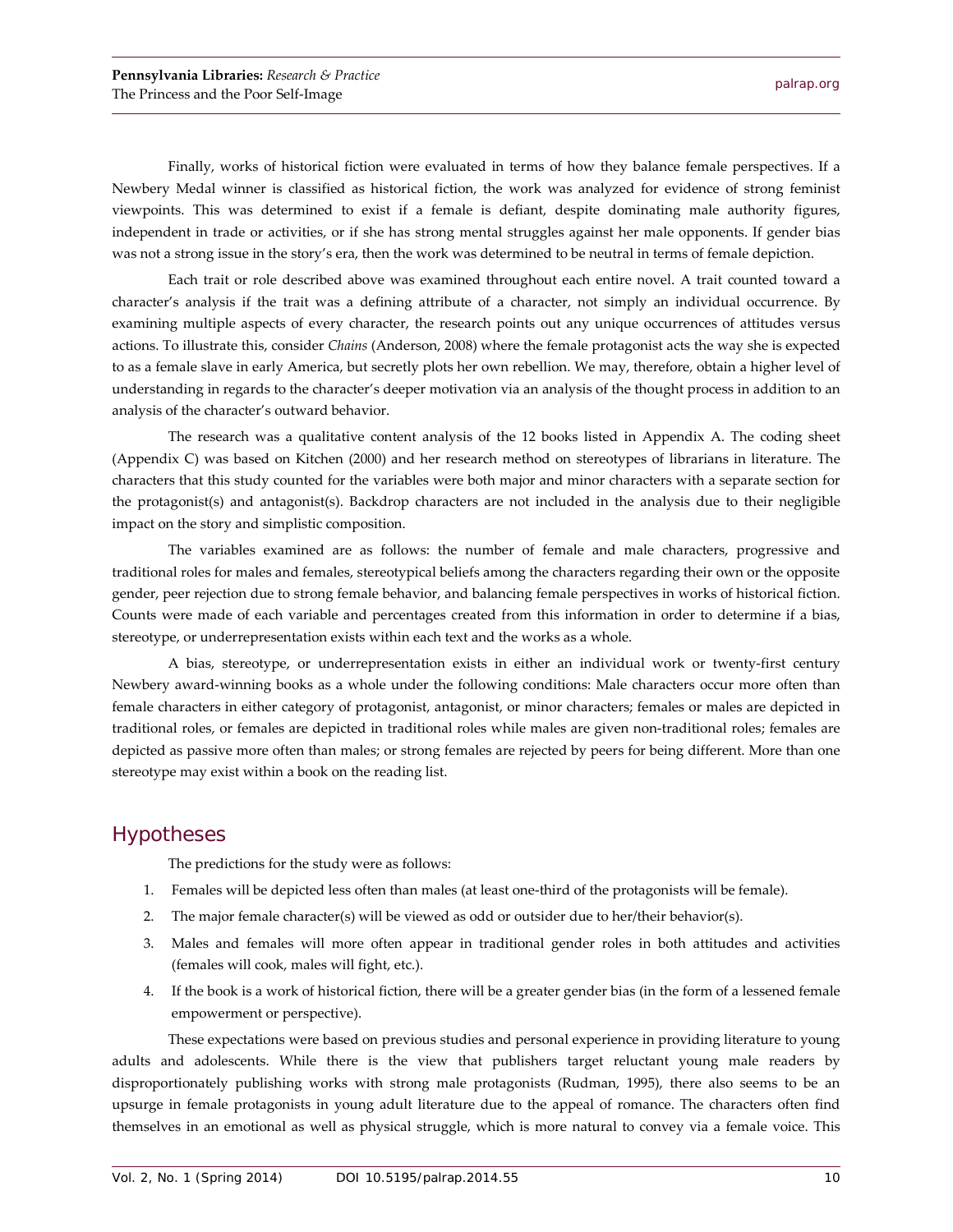Finally, works of historical fiction were evaluated in terms of how they balance female perspectives. If a Newbery Medal winner is classified as historical fiction, the work was analyzed for evidence of strong feminist viewpoints. This was determined to exist if a female is defiant, despite dominating male authority figures, independent in trade or activities, or if she has strong mental struggles against her male opponents. If gender bias was not a strong issue in the story's era, then the work was determined to be neutral in terms of female depiction.

Each trait or role described above was examined throughout each entire novel. A trait counted toward a character's analysis if the trait was a defining attribute of a character, not simply an individual occurrence. By examining multiple aspects of every character, the research points out any unique occurrences of attitudes versus actions. To illustrate this, consider *Chains* (Anderson, 2008) where the female protagonist acts the way she is expected to as a female slave in early America, but secretly plots her own rebellion. We may, therefore, obtain a higher level of understanding in regards to the character's deeper motivation via an analysis of the thought process in addition to an analysis of the character's outward behavior.

The research was a qualitative content analysis of the 12 books listed in Appendix A. The coding sheet (Appendix C) was based on Kitchen (2000) and her research method on stereotypes of librarians in literature. The characters that this study counted for the variables were both major and minor characters with a separate section for the protagonist(s) and antagonist(s). Backdrop characters are not included in the analysis due to their negligible impact on the story and simplistic composition.

The variables examined are as follows: the number of female and male characters, progressive and traditional roles for males and females, stereotypical beliefs among the characters regarding their own or the opposite gender, peer rejection due to strong female behavior, and balancing female perspectives in works of historical fiction. Counts were made of each variable and percentages created from this information in order to determine if a bias, stereotype, or underrepresentation exists within each text and the works as a whole.

A bias, stereotype, or underrepresentation exists in either an individual work or twenty-first century Newbery award-winning books as a whole under the following conditions: Male characters occur more often than female characters in either category of protagonist, antagonist, or minor characters; females or males are depicted in traditional roles, or females are depicted in traditional roles while males are given non-traditional roles; females are depicted as passive more often than males; or strong females are rejected by peers for being different. More than one stereotype may exist within a book on the reading list.

## Hypotheses

The predictions for the study were as follows:

1. Females will be depicted less often than males (at least one-third of the protagonists will be female).
2. The major female character(s) will be viewed as odd or outsider due to her/their behavior(s).
3. Males and females will more often appear in traditional gender roles in both attitudes and activities (females will cook, males will fight, etc.).
4. If the book is a work of historical fiction, there will be a greater gender bias (in the form of a lessened female empowerment or perspective).

These expectations were based on previous studies and personal experience in providing literature to young adults and adolescents. While there is the view that publishers target reluctant young male readers by disproportionately publishing works with strong male protagonists (Rudman, 1995), there also seems to be an upsurge in female protagonists in young adult literature due to the appeal of romance. The characters often find themselves in an emotional as well as physical struggle, which is more natural to convey via a female voice. This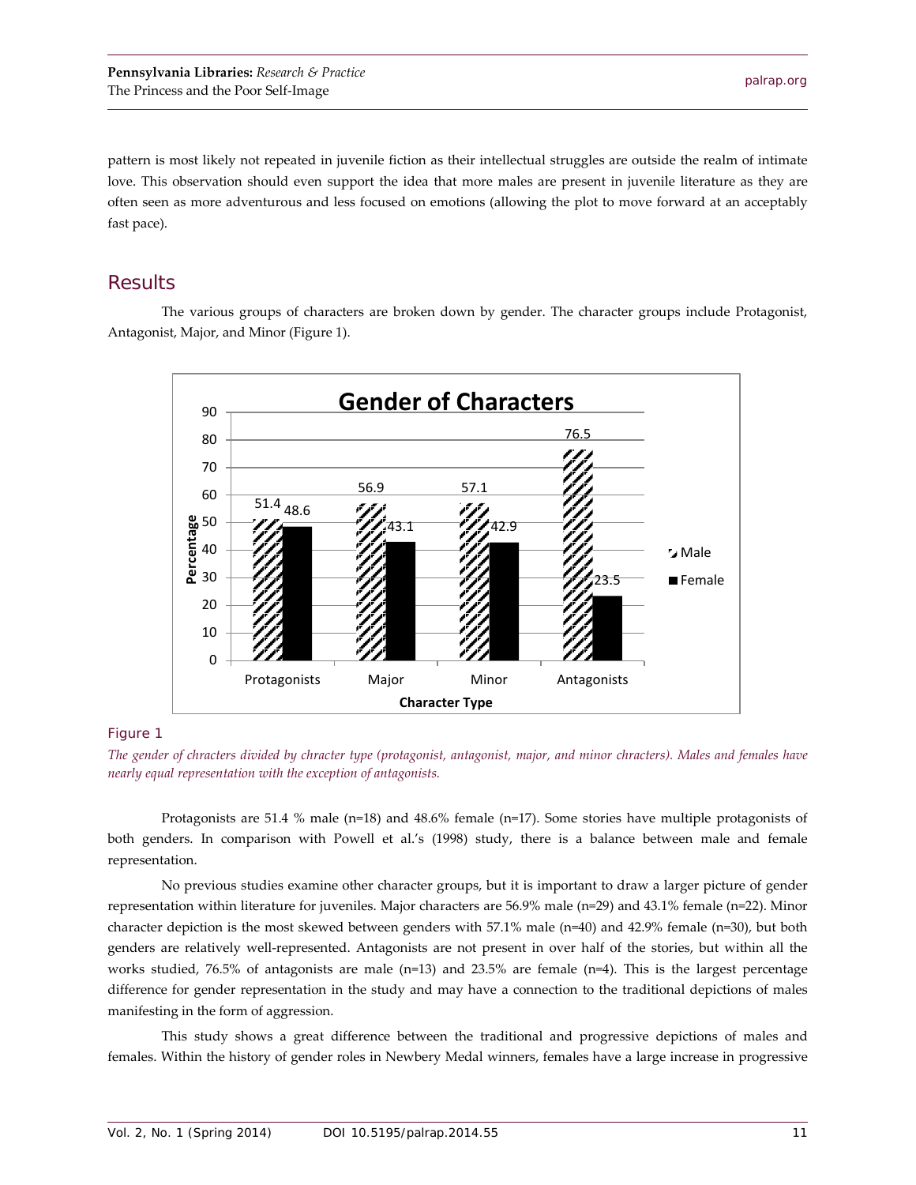pattern is most likely not repeated in juvenile fiction as their intellectual struggles are outside the realm of intimate love. This observation should even support the idea that more males are present in juvenile literature as they are often seen as more adventurous and less focused on emotions (allowing the plot to move forward at an acceptably fast pace).

## Results

The various groups of characters are broken down by gender. The character groups include Protagonist, Antagonist, Major, and Minor (Figure 1).

Figure 1

*The gender of chracters divided by chracter type (protagonist, antagonist, major, and minor chracters). Males and females have nearly equal representation with the exception of antagonists.*

Protagonists are 51.4 % male (n=18) and 48.6% female (n=17). Some stories have multiple protagonists of both genders. In comparison with Powell et al.'s (1998) study, there is a balance between male and female representation.

No previous studies examine other character groups, but it is important to draw a larger picture of gender representation within literature for juveniles. Major characters are 56.9% male (n=29) and 43.1% female (n=22). Minor character depiction is the most skewed between genders with 57.1% male (n=40) and 42.9% female (n=30), but both genders are relatively well-represented. Antagonists are not present in over half of the stories, but within all the works studied, 76.5% of antagonists are male (n=13) and 23.5% are female (n=4). This is the largest percentage difference for gender representation in the study and may have a connection to the traditional depictions of males manifesting in the form of aggression.

This study shows a great difference between the traditional and progressive depictions of males and females. Within the history of gender roles in Newbery Medal winners, females have a large increase in progressive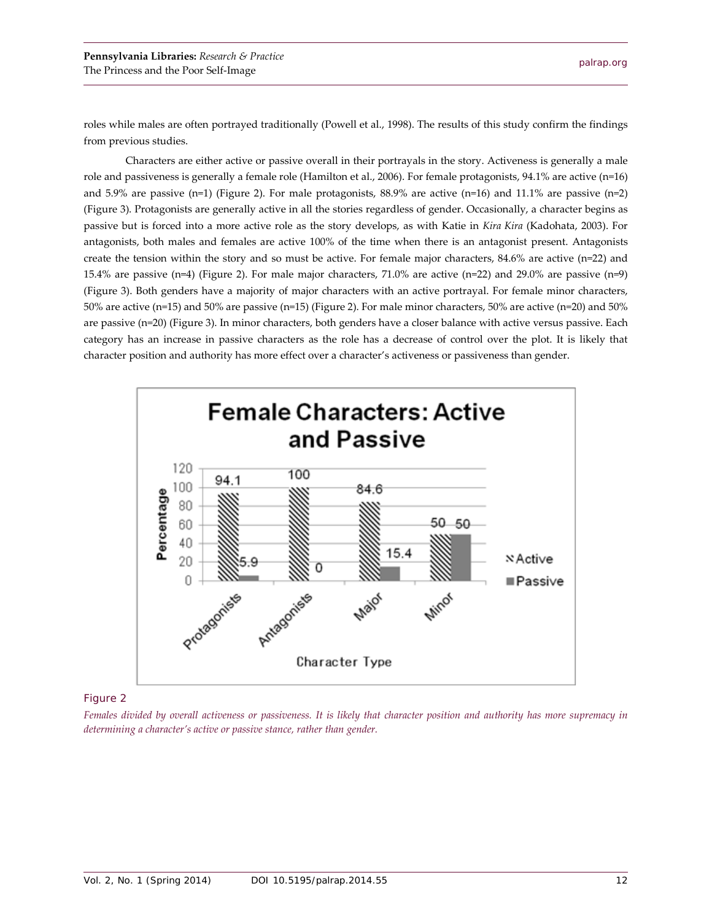roles while males are often portrayed traditionally (Powell et al., 1998). The results of this study confirm the findings from previous studies.

Characters are either active or passive overall in their portrayals in the story. Activeness is generally a male role and passiveness is generally a female role (Hamilton et al., 2006). For female protagonists, 94.1% are active (n=16) and 5.9% are passive (n=1) (Figure 2). For male protagonists, 88.9% are active (n=16) and 11.1% are passive (n=2) (Figure 3). Protagonists are generally active in all the stories regardless of gender. Occasionally, a character begins as passive but is forced into a more active role as the story develops, as with Katie in *Kira Kira* (Kadohata, 2003). For antagonists, both males and females are active 100% of the time when there is an antagonist present. Antagonists create the tension within the story and so must be active. For female major characters, 84.6% are active (n=22) and 15.4% are passive (n=4) (Figure 2). For male major characters, 71.0% are active (n=22) and 29.0% are passive (n=9) (Figure 3). Both genders have a majority of major characters with an active portrayal. For female minor characters, 50% are active (n=15) and 50% are passive (n=15) (Figure 2). For male minor characters, 50% are active (n=20) and 50% are passive (n=20) (Figure 3). In minor characters, both genders have a closer balance with active versus passive. Each category has an increase in passive characters as the role has a decrease of control over the plot. It is likely that character position and authority has more effect over a character's activeness or passiveness than gender.

**Female Characters: Active and Passive**

| Character Type | Active (%) | Passive (%) |
| --- | --- | --- |
| Protagonists | 94.1 | 5.9 |
| Antagonists | 100 | 0 |
| Major | 84.6 | 15.4 |
| Minor | 50 | 50 |

Figure 2

*Females divided by overall activeness or passiveness. It is likely that character position and authority has more supremacy in determining a character's active or passive stance, rather than gender.*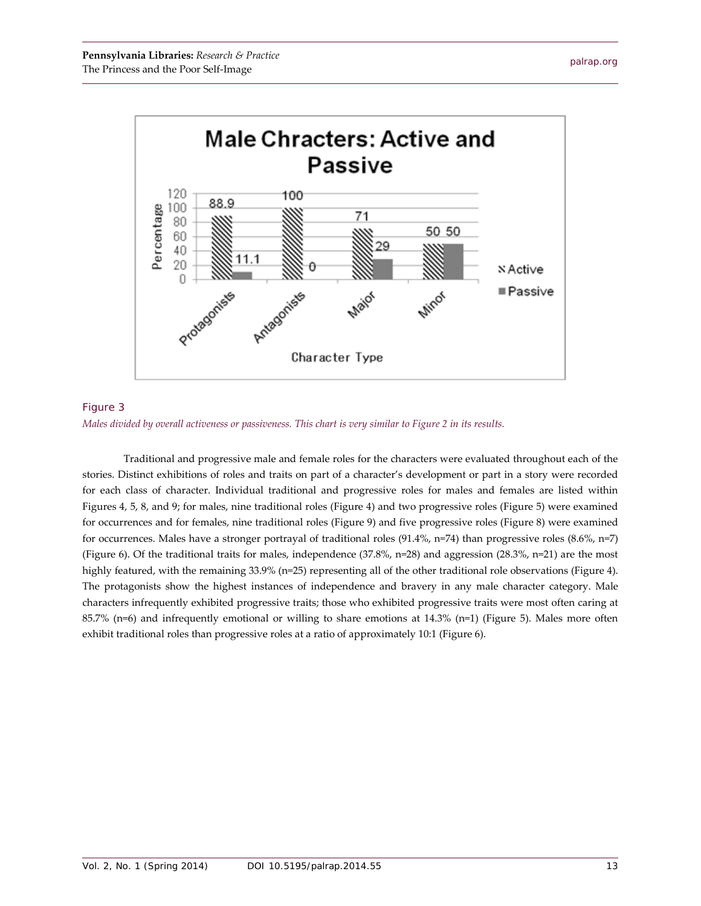Figure 3

*Males divided by overall activeness or passiveness. This chart is very similar to Figure 2 in its results.*

Traditional and progressive male and female roles for the characters were evaluated throughout each of the stories. Distinct exhibitions of roles and traits on part of a character's development or part in a story were recorded for each class of character. Individual traditional and progressive roles for males and females are listed within Figures 4, 5, 8, and 9; for males, nine traditional roles (Figure 4) and two progressive roles (Figure 5) were examined for occurrences and for females, nine traditional roles (Figure 9) and five progressive roles (Figure 8) were examined for occurrences. Males have a stronger portrayal of traditional roles (91.4%, n=74) than progressive roles (8.6%, n=7) (Figure 6). Of the traditional traits for males, independence (37.8%, n=28) and aggression (28.3%, n=21) are the most highly featured, with the remaining 33.9% (n=25) representing all of the other traditional role observations (Figure 4). The protagonists show the highest instances of independence and bravery in any male character category. Male characters infrequently exhibited progressive traits; those who exhibited progressive traits were most often caring at 85.7% (n=6) and infrequently emotional or willing to share emotions at 14.3% (n=1) (Figure 5). Males more often exhibit traditional roles than progressive roles at a ratio of approximately 10:1 (Figure 6).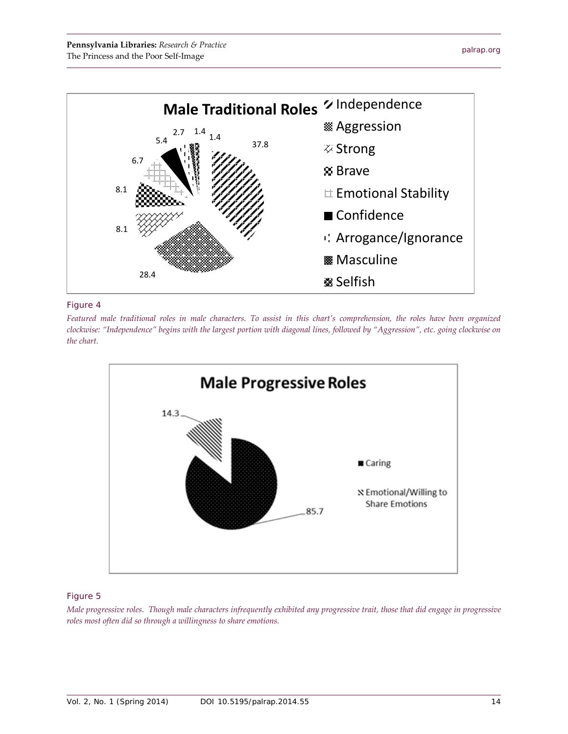Figure 4

*Featured male traditional roles in male characters. To assist in this chart's comprehension, the roles have been organized clockwise: "Independence" begins with the largest portion with diagonal lines, followed by "Aggression", etc. going clockwise on the chart.*

Figure 5

*Male progressive roles. Though male characters infrequently exhibited any progressive trait, those that did engage in progressive roles most often did so through a willingness to share emotions.*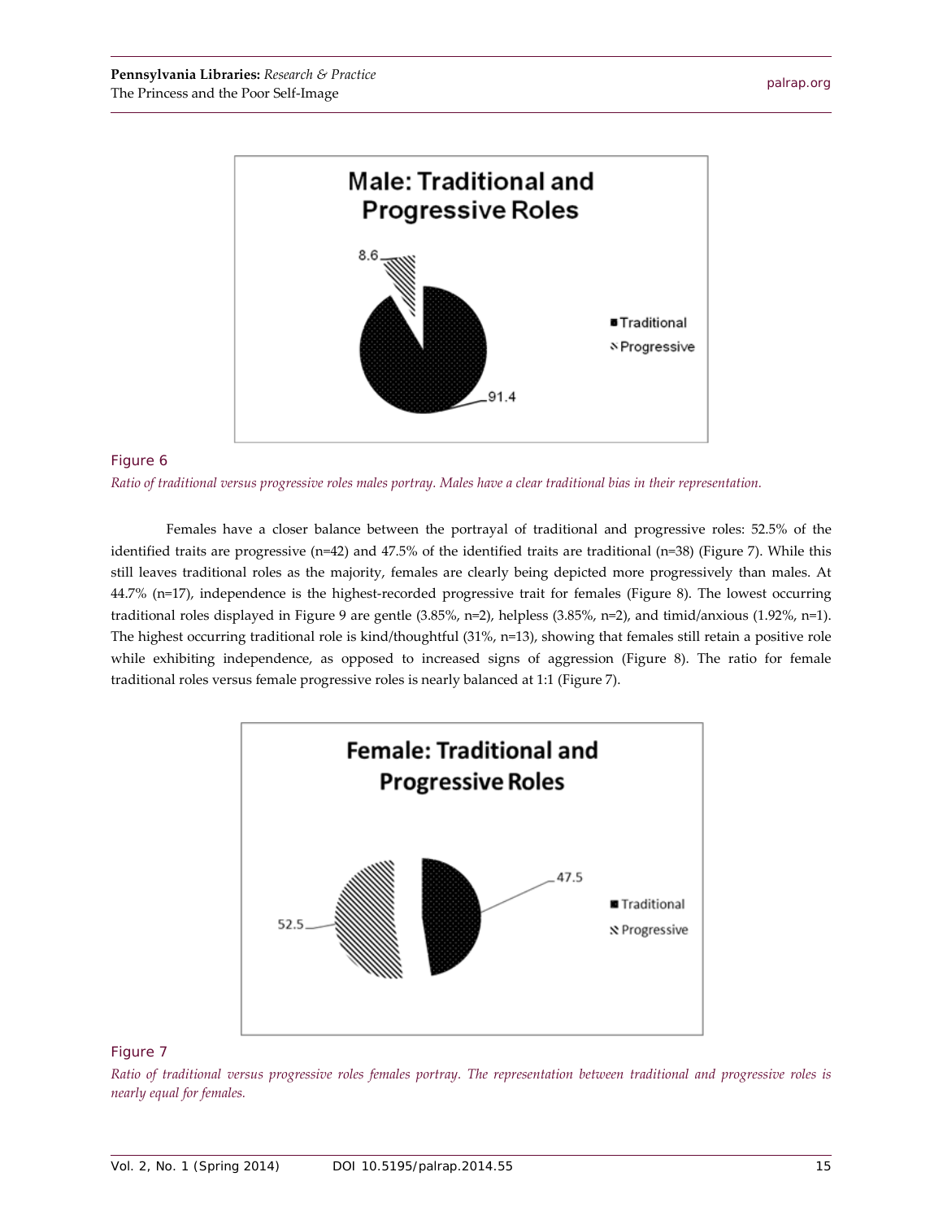Figure 6

*Ratio of traditional versus progressive roles males portray. Males have a clear traditional bias in their representation.*

Females have a closer balance between the portrayal of traditional and progressive roles: 52.5% of the identified traits are progressive (n=42) and 47.5% of the identified traits are traditional (n=38) (Figure 7). While this still leaves traditional roles as the majority, females are clearly being depicted more progressively than males. At 44.7% (n=17), independence is the highest-recorded progressive trait for females (Figure 8). The lowest occurring traditional roles displayed in Figure 9 are gentle (3.85%, n=2), helpless (3.85%, n=2), and timid/anxious (1.92%, n=1). The highest occurring traditional role is kind/thoughtful (31%, n=13), showing that females still retain a positive role while exhibiting independence, as opposed to increased signs of aggression (Figure 8). The ratio for female traditional roles versus female progressive roles is nearly balanced at 1:1 (Figure 7).

Figure 7

*Ratio of traditional versus progressive roles females portray. The representation between traditional and progressive roles is nearly equal for females.*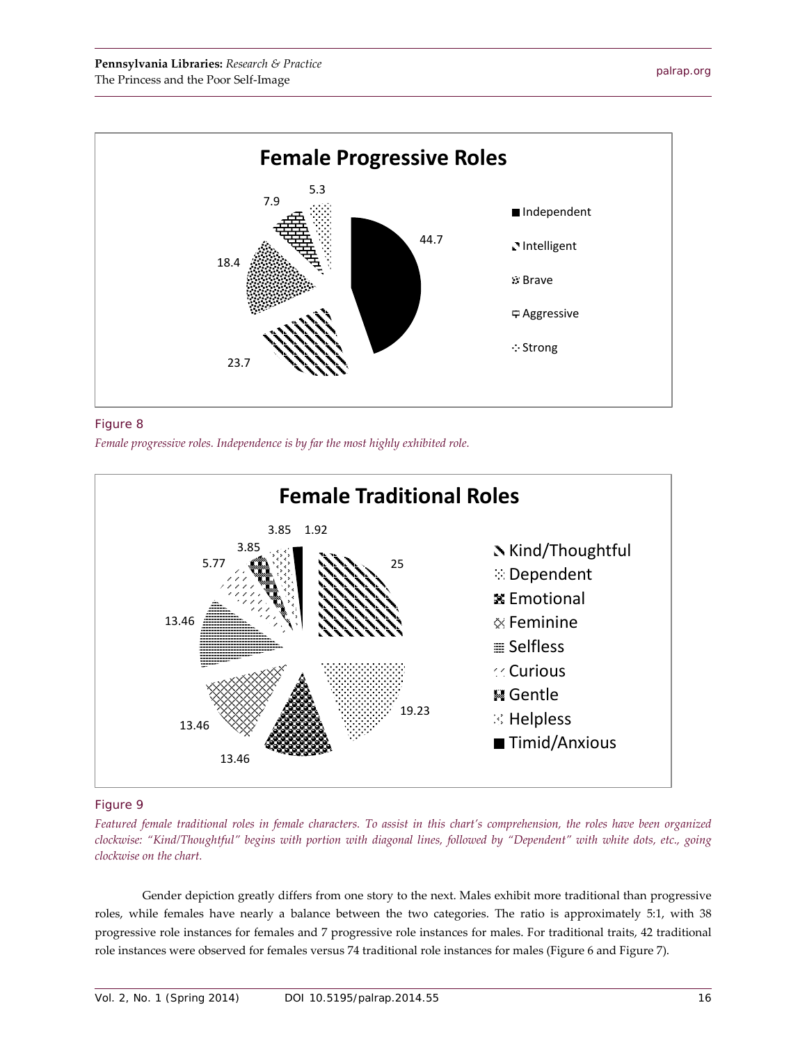Figure 8

*Female progressive roles. Independence is by far the most highly exhibited role.*

Figure 9

*Featured female traditional roles in female characters. To assist in this chart's comprehension, the roles have been organized clockwise: "Kind/Thoughtful" begins with portion with diagonal lines, followed by "Dependent" with white dots, etc., going clockwise on the chart.*

Gender depiction greatly differs from one story to the next. Males exhibit more traditional than progressive roles, while females have nearly a balance between the two categories. The ratio is approximately 5:1, with 38 progressive role instances for females and 7 progressive role instances for males. For traditional traits, 42 traditional role instances were observed for females versus 74 traditional role instances for males (Figure 6 and Figure 7).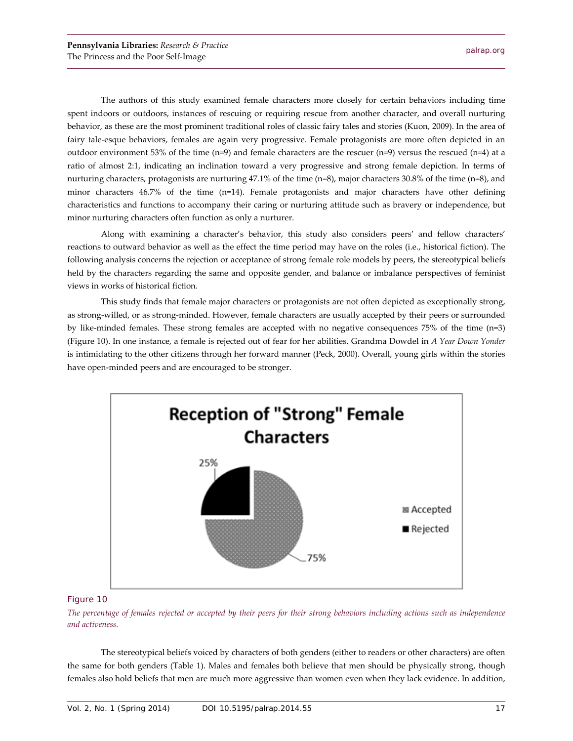The authors of this study examined female characters more closely for certain behaviors including time spent indoors or outdoors, instances of rescuing or requiring rescue from another character, and overall nurturing behavior, as these are the most prominent traditional roles of classic fairy tales and stories (Kuon, 2009). In the area of fairy tale-esque behaviors, females are again very progressive. Female protagonists are more often depicted in an outdoor environment 53% of the time (n=9) and female characters are the rescuer (n=9) versus the rescued (n=4) at a ratio of almost 2:1, indicating an inclination toward a very progressive and strong female depiction. In terms of nurturing characters, protagonists are nurturing 47.1% of the time (n=8), major characters 30.8% of the time (n=8), and minor characters 46.7% of the time (n=14). Female protagonists and major characters have other defining characteristics and functions to accompany their caring or nurturing attitude such as bravery or independence, but minor nurturing characters often function as only a nurturer.

Along with examining a character's behavior, this study also considers peers' and fellow characters' reactions to outward behavior as well as the effect the time period may have on the roles (i.e., historical fiction). The following analysis concerns the rejection or acceptance of strong female role models by peers, the stereotypical beliefs held by the characters regarding the same and opposite gender, and balance or imbalance perspectives of feminist views in works of historical fiction.

This study finds that female major characters or protagonists are not often depicted as exceptionally strong, as strong-willed, or as strong-minded. However, female characters are usually accepted by their peers or surrounded by like-minded females. These strong females are accepted with no negative consequences 75% of the time (n=3) (Figure 10). In one instance, a female is rejected out of fear for her abilities. Grandma Dowdel in *A Year Down Yonder* is intimidating to the other citizens through her forward manner (Peck, 2000). Overall, young girls within the stories have open-minded peers and are encouraged to be stronger.

**Reception of "Strong" Female Characters**

| | |
|---|---|
| Accepted | 75% |
| Rejected | 25% |

Figure 10

*The percentage of females rejected or accepted by their peers for their strong behaviors including actions such as independence and activeness.*

The stereotypical beliefs voiced by characters of both genders (either to readers or other characters) are often the same for both genders (Table 1). Males and females both believe that men should be physically strong, though females also hold beliefs that men are much more aggressive than women even when they lack evidence. In addition,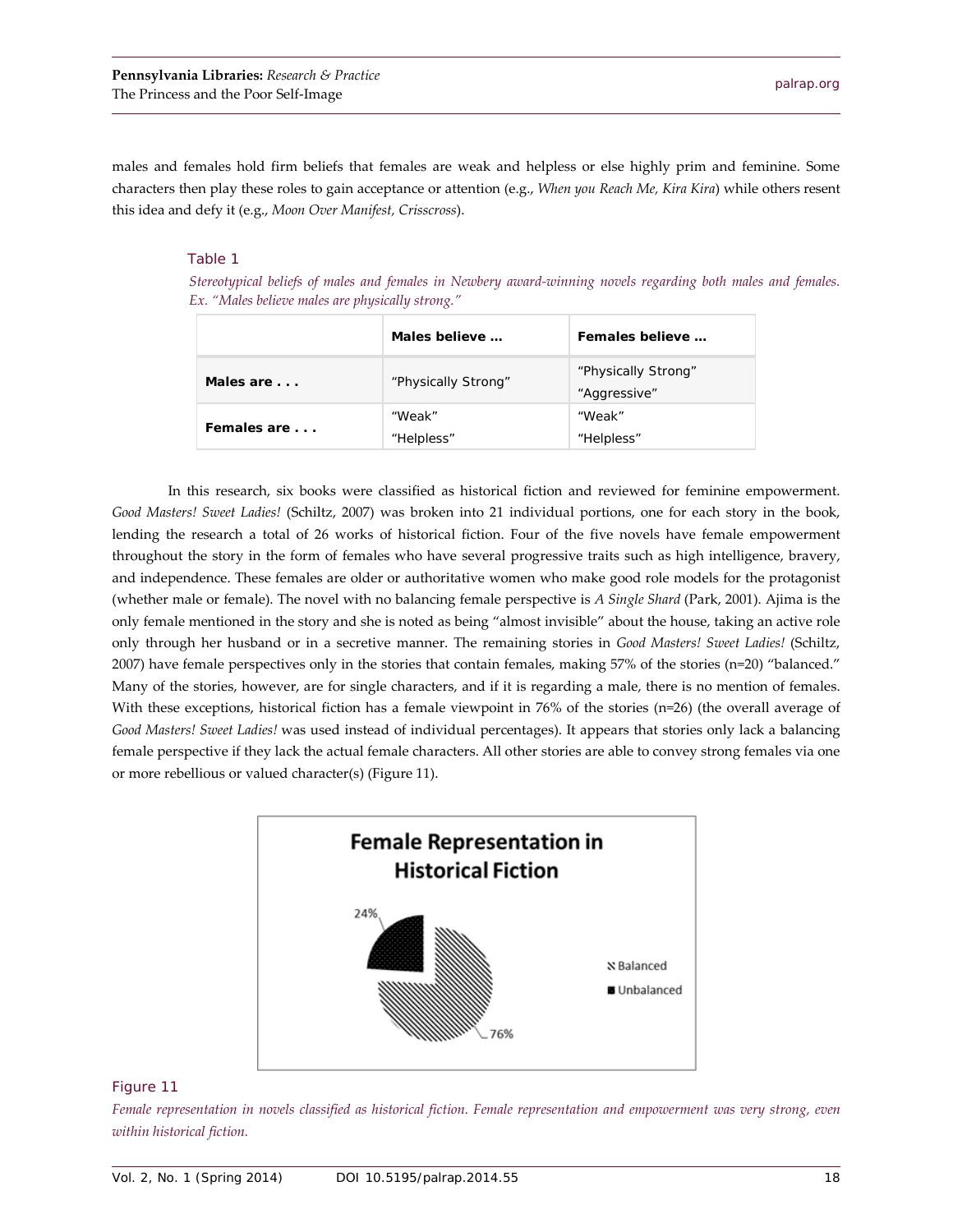males and females hold firm beliefs that females are weak and helpless or else highly prim and feminine. Some characters then play these roles to gain acceptance or attention (e.g., *When you Reach Me, Kira Kira*) while others resent this idea and defy it (e.g., *Moon Over Manifest, Crisscross*).

Table 1

*Stereotypical beliefs of males and females in Newbery award-winning novels regarding both males and females. Ex. "Males believe males are physically strong."*

| | **Males believe …** | **Females believe …** |
|---|---|---|
| **Males are . . .** | "Physically Strong" | "Physically Strong" "Aggressive" |
| **Females are . . .** | "Weak" "Helpless" | "Weak" "Helpless" |

In this research, six books were classified as historical fiction and reviewed for feminine empowerment. *Good Masters! Sweet Ladies!* (Schiltz, 2007) was broken into 21 individual portions, one for each story in the book, lending the research a total of 26 works of historical fiction. Four of the five novels have female empowerment throughout the story in the form of females who have several progressive traits such as high intelligence, bravery, and independence. These females are older or authoritative women who make good role models for the protagonist (whether male or female). The novel with no balancing female perspective is *A Single Shard* (Park, 2001). Ajima is the only female mentioned in the story and she is noted as being "almost invisible" about the house, taking an active role only through her husband or in a secretive manner. The remaining stories in *Good Masters! Sweet Ladies!* (Schiltz, 2007) have female perspectives only in the stories that contain females, making 57% of the stories (n=20) "balanced." Many of the stories, however, are for single characters, and if it is regarding a male, there is no mention of females. With these exceptions, historical fiction has a female viewpoint in 76% of the stories (n=26) (the overall average of *Good Masters! Sweet Ladies!* was used instead of individual percentages). It appears that stories only lack a balancing female perspective if they lack the actual female characters. All other stories are able to convey strong females via one or more rebellious or valued character(s) (Figure 11).

**Female Representation in Historical Fiction**

| | |
|---|---|
| Balanced | 76% |
| Unbalanced | 24% |

Figure 11

*Female representation in novels classified as historical fiction. Female representation and empowerment was very strong, even within historical fiction.*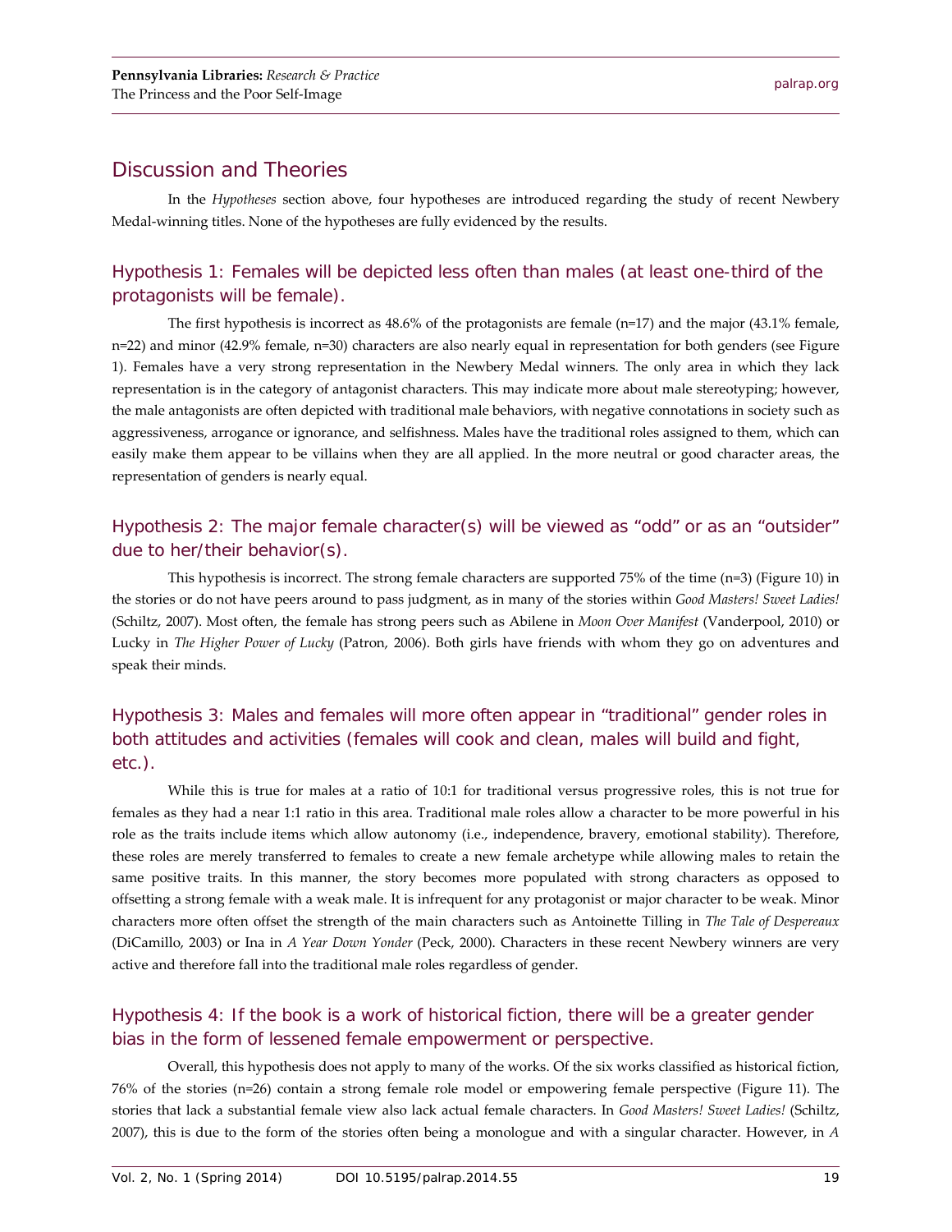## Discussion and Theories

In the *Hypotheses* section above, four hypotheses are introduced regarding the study of recent Newbery Medal-winning titles. None of the hypotheses are fully evidenced by the results.

### Hypothesis 1: Females will be depicted less often than males (at least one-third of the protagonists will be female).

The first hypothesis is incorrect as 48.6% of the protagonists are female (n=17) and the major (43.1% female, n=22) and minor (42.9% female, n=30) characters are also nearly equal in representation for both genders (see Figure 1). Females have a very strong representation in the Newbery Medal winners. The only area in which they lack representation is in the category of antagonist characters. This may indicate more about male stereotyping; however, the male antagonists are often depicted with traditional male behaviors, with negative connotations in society such as aggressiveness, arrogance or ignorance, and selfishness. Males have the traditional roles assigned to them, which can easily make them appear to be villains when they are all applied. In the more neutral or good character areas, the representation of genders is nearly equal.

### Hypothesis 2: The major female character(s) will be viewed as "odd" or as an "outsider" due to her/their behavior(s).

This hypothesis is incorrect. The strong female characters are supported 75% of the time (n=3) (Figure 10) in the stories or do not have peers around to pass judgment, as in many of the stories within *Good Masters! Sweet Ladies!* (Schiltz, 2007). Most often, the female has strong peers such as Abilene in *Moon Over Manifest* (Vanderpool, 2010) or Lucky in *The Higher Power of Lucky* (Patron, 2006). Both girls have friends with whom they go on adventures and speak their minds.

### Hypothesis 3: Males and females will more often appear in "traditional" gender roles in both attitudes and activities (females will cook and clean, males will build and fight, etc.).

While this is true for males at a ratio of 10:1 for traditional versus progressive roles, this is not true for females as they had a near 1:1 ratio in this area. Traditional male roles allow a character to be more powerful in his role as the traits include items which allow autonomy (i.e., independence, bravery, emotional stability). Therefore, these roles are merely transferred to females to create a new female archetype while allowing males to retain the same positive traits. In this manner, the story becomes more populated with strong characters as opposed to offsetting a strong female with a weak male. It is infrequent for any protagonist or major character to be weak. Minor characters more often offset the strength of the main characters such as Antoinette Tilling in *The Tale of Despereaux* (DiCamillo, 2003) or Ina in *A Year Down Yonder* (Peck, 2000). Characters in these recent Newbery winners are very active and therefore fall into the traditional male roles regardless of gender.

### Hypothesis 4: If the book is a work of historical fiction, there will be a greater gender bias in the form of lessened female empowerment or perspective.

Overall, this hypothesis does not apply to many of the works. Of the six works classified as historical fiction, 76% of the stories (n=26) contain a strong female role model or empowering female perspective (Figure 11). The stories that lack a substantial female view also lack actual female characters. In *Good Masters! Sweet Ladies!* (Schiltz, 2007), this is due to the form of the stories often being a monologue and with a singular character. However, in *A*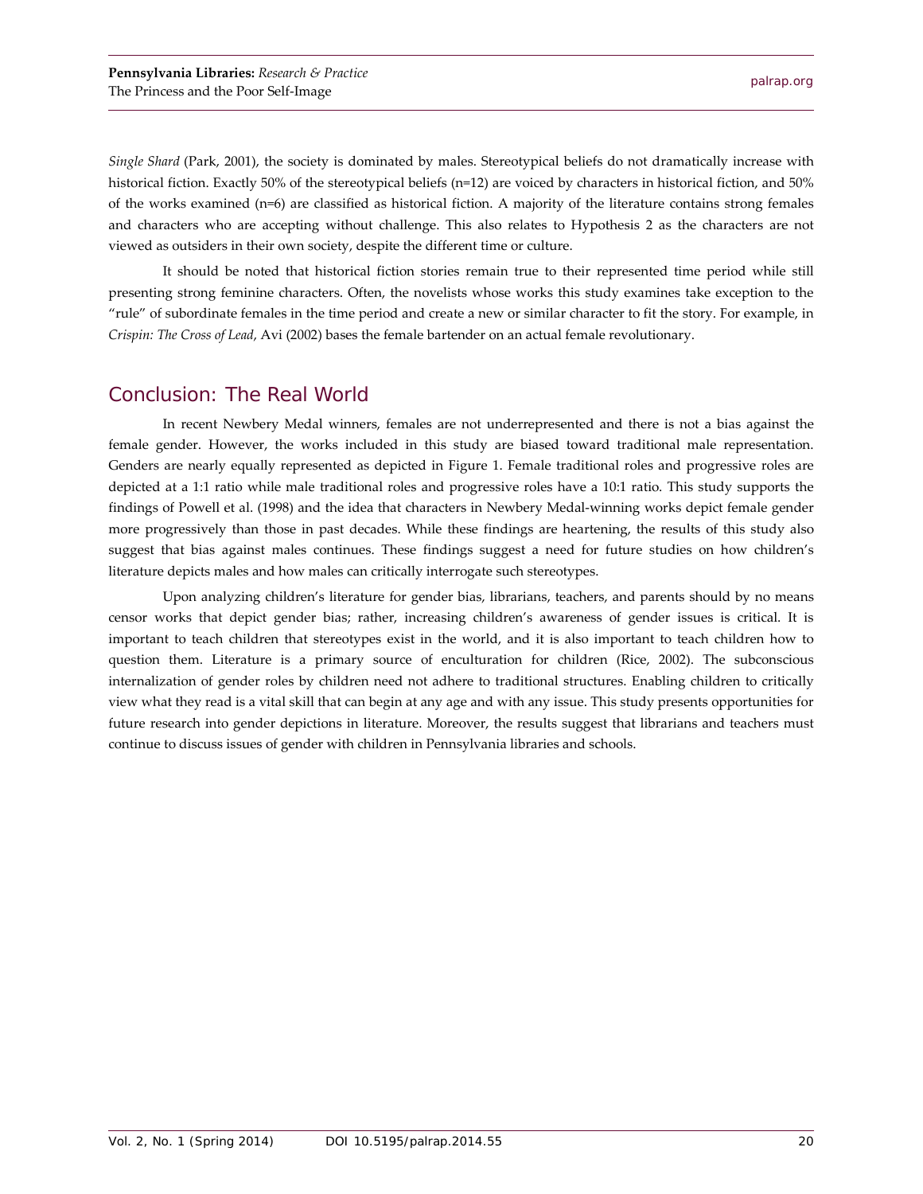*Single Shard* (Park, 2001), the society is dominated by males. Stereotypical beliefs do not dramatically increase with historical fiction. Exactly 50% of the stereotypical beliefs (n=12) are voiced by characters in historical fiction, and 50% of the works examined (n=6) are classified as historical fiction. A majority of the literature contains strong females and characters who are accepting without challenge. This also relates to Hypothesis 2 as the characters are not viewed as outsiders in their own society, despite the different time or culture.

It should be noted that historical fiction stories remain true to their represented time period while still presenting strong feminine characters. Often, the novelists whose works this study examines take exception to the "rule" of subordinate females in the time period and create a new or similar character to fit the story. For example, in *Crispin: The Cross of Lead*, Avi (2002) bases the female bartender on an actual female revolutionary.

## Conclusion: The Real World

In recent Newbery Medal winners, females are not underrepresented and there is not a bias against the female gender. However, the works included in this study are biased toward traditional male representation. Genders are nearly equally represented as depicted in Figure 1. Female traditional roles and progressive roles are depicted at a 1:1 ratio while male traditional roles and progressive roles have a 10:1 ratio. This study supports the findings of Powell et al. (1998) and the idea that characters in Newbery Medal-winning works depict female gender more progressively than those in past decades. While these findings are heartening, the results of this study also suggest that bias against males continues. These findings suggest a need for future studies on how children's literature depicts males and how males can critically interrogate such stereotypes.

Upon analyzing children's literature for gender bias, librarians, teachers, and parents should by no means censor works that depict gender bias; rather, increasing children's awareness of gender issues is critical. It is important to teach children that stereotypes exist in the world, and it is also important to teach children how to question them. Literature is a primary source of enculturation for children (Rice, 2002). The subconscious internalization of gender roles by children need not adhere to traditional structures. Enabling children to critically view what they read is a vital skill that can begin at any age and with any issue. This study presents opportunities for future research into gender depictions in literature. Moreover, the results suggest that librarians and teachers must continue to discuss issues of gender with children in Pennsylvania libraries and schools.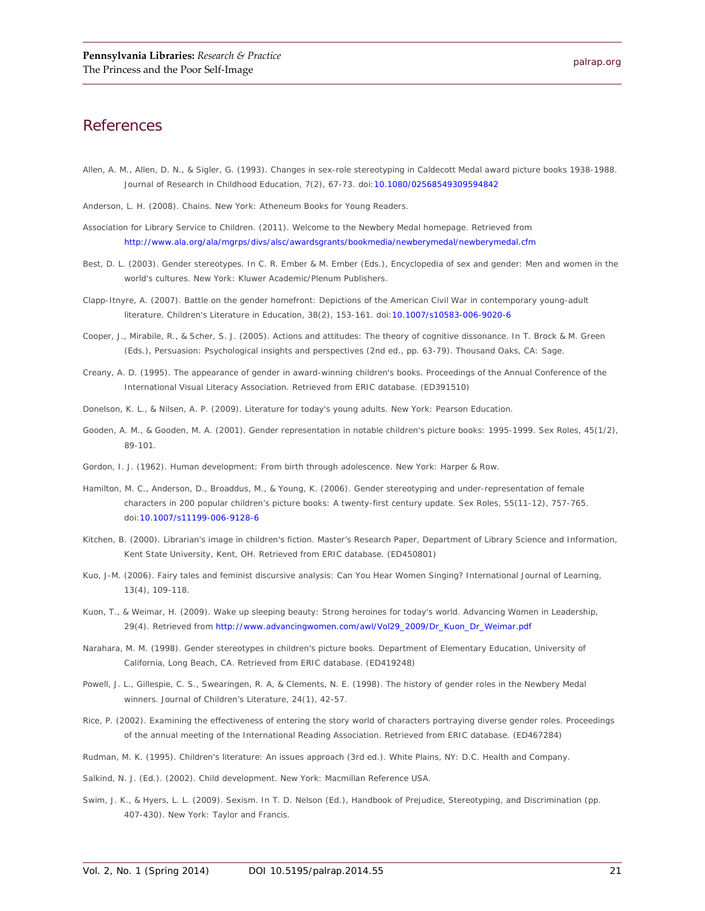## References

Allen, A. M., Allen, D. N., & Sigler, G. (1993). Changes in sex-role stereotyping in Caldecott Medal award picture books 1938-1988. Journal of Research in Childhood Education, 7(2), 67-73. doi:10.1080/02568549309594842

Anderson, L. H. (2008). Chains. New York: Atheneum Books for Young Readers.

Association for Library Service to Children. (2011). Welcome to the Newbery Medal homepage. Retrieved from http://www.ala.org/ala/mgrps/divs/alsc/awardsgrants/bookmedia/newberymedal/newberymedal.cfm

Best, D. L. (2003). Gender stereotypes. In C. R. Ember & M. Ember (Eds.), Encyclopedia of sex and gender: Men and women in the world's cultures. New York: Kluwer Academic/Plenum Publishers.

Clapp-Itnyre, A. (2007). Battle on the gender homefront: Depictions of the American Civil War in contemporary young-adult literature. Children's Literature in Education, 38(2), 153-161. doi:10.1007/s10583-006-9020-6

Cooper, J., Mirabile, R., & Scher, S. J. (2005). Actions and attitudes: The theory of cognitive dissonance. In T. Brock & M. Green (Eds.), Persuasion: Psychological insights and perspectives (2nd ed., pp. 63-79). Thousand Oaks, CA: Sage.

Creany, A. D. (1995). The appearance of gender in award-winning children's books. Proceedings of the Annual Conference of the International Visual Literacy Association. Retrieved from ERIC database. (ED391510)

Donelson, K. L., & Nilsen, A. P. (2009). Literature for today's young adults. New York: Pearson Education.

Gooden, A. M., & Gooden, M. A. (2001). Gender representation in notable children's picture books: 1995-1999. Sex Roles, 45(1/2), 89-101.

Gordon, I. J. (1962). Human development: From birth through adolescence. New York: Harper & Row.

Hamilton, M. C., Anderson, D., Broaddus, M., & Young, K. (2006). Gender stereotyping and under-representation of female characters in 200 popular children's picture books: A twenty-first century update. Sex Roles, 55(11-12), 757-765. doi:10.1007/s11199-006-9128-6

Kitchen, B. (2000). Librarian's image in children's fiction. Master's Research Paper, Department of Library Science and Information, Kent State University, Kent, OH. Retrieved from ERIC database. (ED450801)

Kuo, J-M. (2006). Fairy tales and feminist discursive analysis: Can You Hear Women Singing? International Journal of Learning, 13(4), 109-118.

Kuon, T., & Weimar, H. (2009). Wake up sleeping beauty: Strong heroines for today's world. Advancing Women in Leadership, 29(4). Retrieved from http://www.advancingwomen.com/awl/Vol29_2009/Dr_Kuon_Dr_Weimar.pdf

Narahara, M. M. (1998). Gender stereotypes in children's picture books. Department of Elementary Education, University of California, Long Beach, CA. Retrieved from ERIC database. (ED419248)

Powell, J. L., Gillespie, C. S., Swearingen, R. A, & Clements, N. E. (1998). The history of gender roles in the Newbery Medal winners. Journal of Children's Literature, 24(1), 42-57.

Rice, P. (2002). Examining the effectiveness of entering the story world of characters portraying diverse gender roles. Proceedings of the annual meeting of the International Reading Association. Retrieved from ERIC database. (ED467284)

Rudman, M. K. (1995). Children's literature: An issues approach (3rd ed.). White Plains, NY: D.C. Health and Company.

Salkind, N. J. (Ed.). (2002). Child development. New York: Macmillan Reference USA.

Swim, J. K., & Hyers, L. L. (2009). Sexism. In T. D. Nelson (Ed.), Handbook of Prejudice, Stereotyping, and Discrimination (pp. 407-430). New York: Taylor and Francis.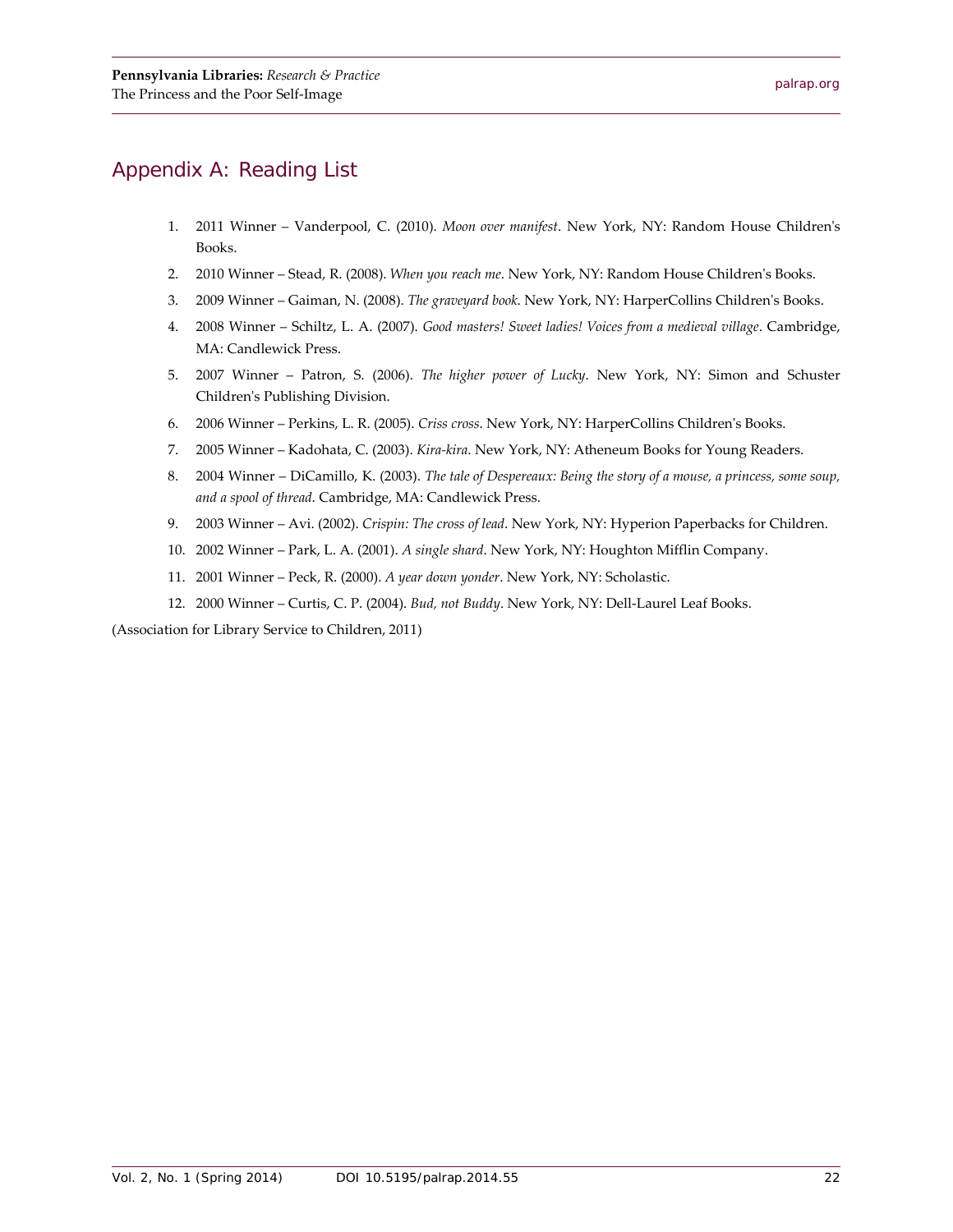## Appendix A: Reading List

1. 2011 Winner – Vanderpool, C. (2010). *Moon over manifest*. New York, NY: Random House Children's Books.
2. 2010 Winner – Stead, R. (2008). *When you reach me*. New York, NY: Random House Children's Books.
3. 2009 Winner – Gaiman, N. (2008). *The graveyard book*. New York, NY: HarperCollins Children's Books.
4. 2008 Winner – Schiltz, L. A. (2007). *Good masters! Sweet ladies! Voices from a medieval village*. Cambridge, MA: Candlewick Press.
5. 2007 Winner – Patron, S. (2006). *The higher power of Lucky*. New York, NY: Simon and Schuster Children's Publishing Division.
6. 2006 Winner – Perkins, L. R. (2005). *Criss cross*. New York, NY: HarperCollins Children's Books.
7. 2005 Winner – Kadohata, C. (2003). *Kira-kira*. New York, NY: Atheneum Books for Young Readers.
8. 2004 Winner – DiCamillo, K. (2003). *The tale of Despereaux: Being the story of a mouse, a princess, some soup, and a spool of thread*. Cambridge, MA: Candlewick Press.
9. 2003 Winner – Avi. (2002). *Crispin: The cross of lead*. New York, NY: Hyperion Paperbacks for Children.
10. 2002 Winner – Park, L. A. (2001). *A single shard*. New York, NY: Houghton Mifflin Company.
11. 2001 Winner – Peck, R. (2000). *A year down yonder*. New York, NY: Scholastic.
12. 2000 Winner – Curtis, C. P. (2004). *Bud, not Buddy*. New York, NY: Dell-Laurel Leaf Books.

(Association for Library Service to Children, 2011)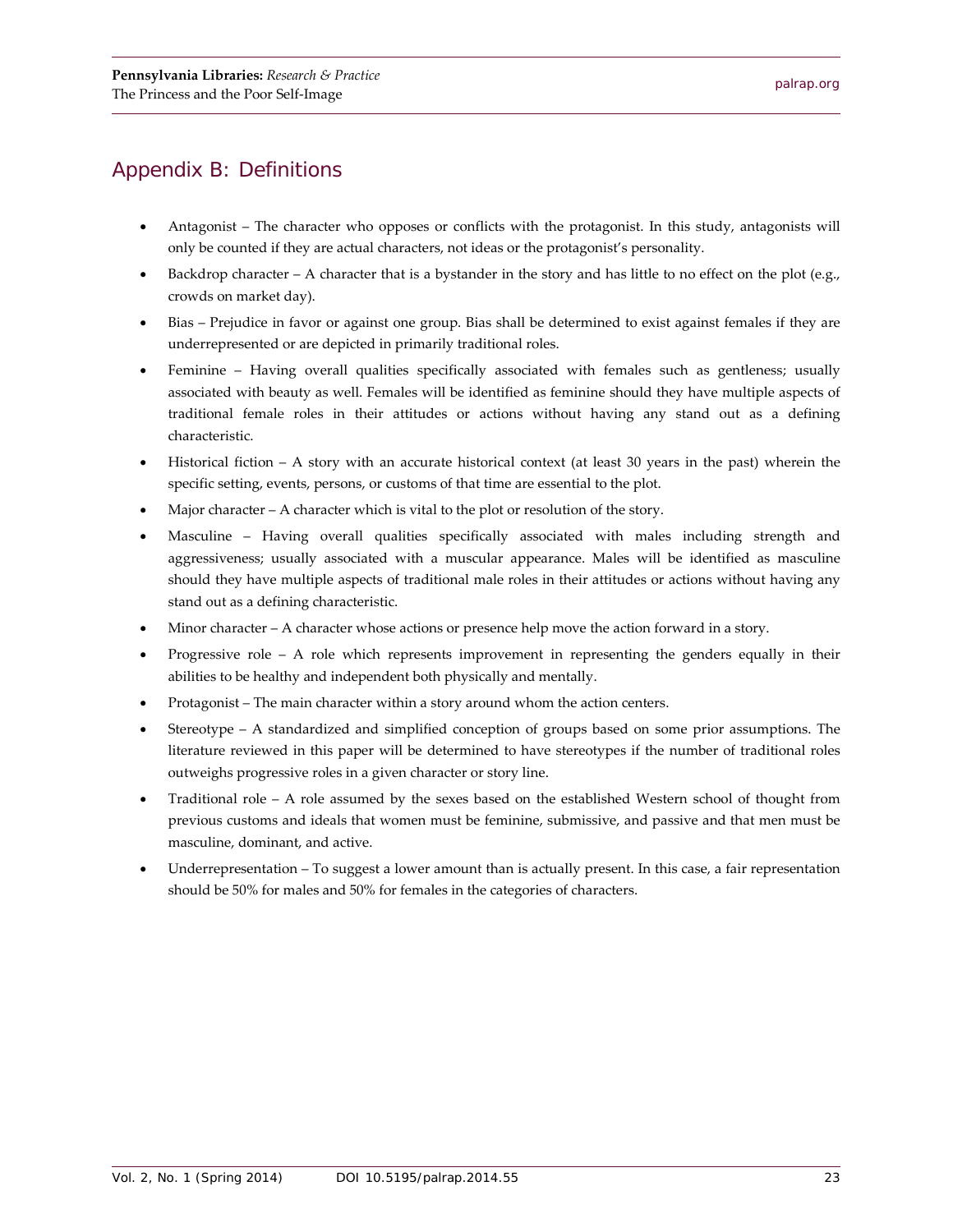## Appendix B: Definitions

- Antagonist – The character who opposes or conflicts with the protagonist. In this study, antagonists will only be counted if they are actual characters, not ideas or the protagonist's personality.
- Backdrop character – A character that is a bystander in the story and has little to no effect on the plot (e.g., crowds on market day).
- Bias – Prejudice in favor or against one group. Bias shall be determined to exist against females if they are underrepresented or are depicted in primarily traditional roles.
- Feminine – Having overall qualities specifically associated with females such as gentleness; usually associated with beauty as well. Females will be identified as feminine should they have multiple aspects of traditional female roles in their attitudes or actions without having any stand out as a defining characteristic.
- Historical fiction – A story with an accurate historical context (at least 30 years in the past) wherein the specific setting, events, persons, or customs of that time are essential to the plot.
- Major character – A character which is vital to the plot or resolution of the story.
- Masculine – Having overall qualities specifically associated with males including strength and aggressiveness; usually associated with a muscular appearance. Males will be identified as masculine should they have multiple aspects of traditional male roles in their attitudes or actions without having any stand out as a defining characteristic.
- Minor character – A character whose actions or presence help move the action forward in a story.
- Progressive role – A role which represents improvement in representing the genders equally in their abilities to be healthy and independent both physically and mentally.
- Protagonist – The main character within a story around whom the action centers.
- Stereotype – A standardized and simplified conception of groups based on some prior assumptions. The literature reviewed in this paper will be determined to have stereotypes if the number of traditional roles outweighs progressive roles in a given character or story line.
- Traditional role – A role assumed by the sexes based on the established Western school of thought from previous customs and ideals that women must be feminine, submissive, and passive and that men must be masculine, dominant, and active.
- Underrepresentation – To suggest a lower amount than is actually present. In this case, a fair representation should be 50% for males and 50% for females in the categories of characters.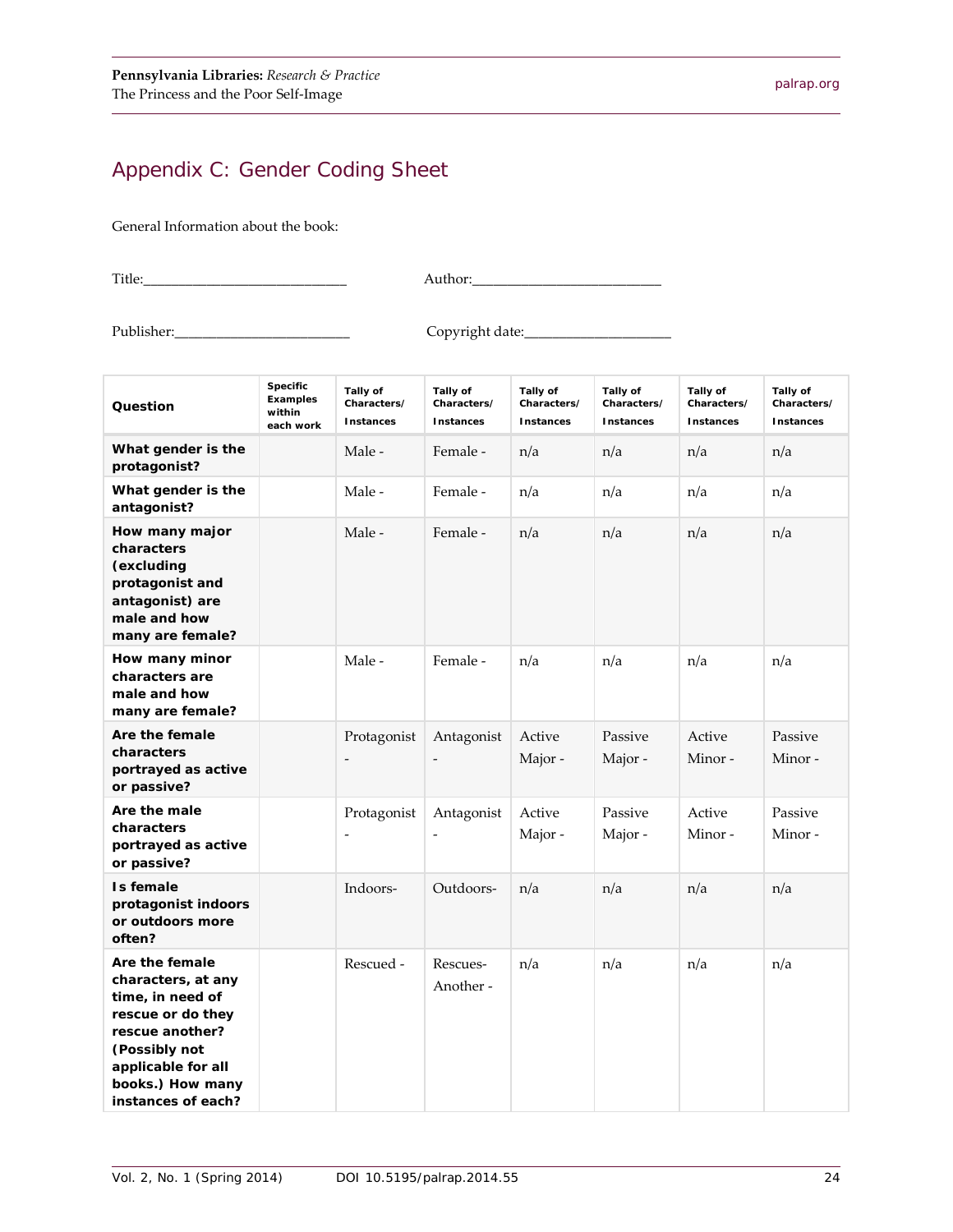## Appendix C: Gender Coding Sheet

General Information about the book:

Title:____________________________ Author:__________________________

Publisher:________________________ Copyright date:____________________

| Question | Specific Examples within each work | Tally of Characters/ Instances | Tally of Characters/ Instances | Tally of Characters/ Instances | Tally of Characters/ Instances | Tally of Characters/ Instances | Tally of Characters/ Instances |
|---|---|---|---|---|---|---|---|
| **What gender is the protagonist?** | | Male - | Female - | n/a | n/a | n/a | n/a |
| **What gender is the antagonist?** | | Male - | Female - | n/a | n/a | n/a | n/a |
| **How many major characters (excluding protagonist and antagonist) are male and how many are female?** | | Male - | Female - | n/a | n/a | n/a | n/a |
| **How many minor characters are male and how many are female?** | | Male - | Female - | n/a | n/a | n/a | n/a |
| **Are the female characters portrayed as active or passive?** | | Protagonist - | Antagonist - | Active Major - | Passive Major - | Active Minor - | Passive Minor - |
| **Are the male characters portrayed as active or passive?** | | Protagonist - | Antagonist - | Active Major - | Passive Major - | Active Minor - | Passive Minor - |
| **Is female protagonist indoors or outdoors more often?** | | Indoors- | Outdoors- | n/a | n/a | n/a | n/a |
| **Are the female characters, at any time, in need of rescue or do they rescue another? (Possibly not applicable for all books.) How many instances of each?** | | Rescued - | Rescues-Another - | n/a | n/a | n/a | n/a |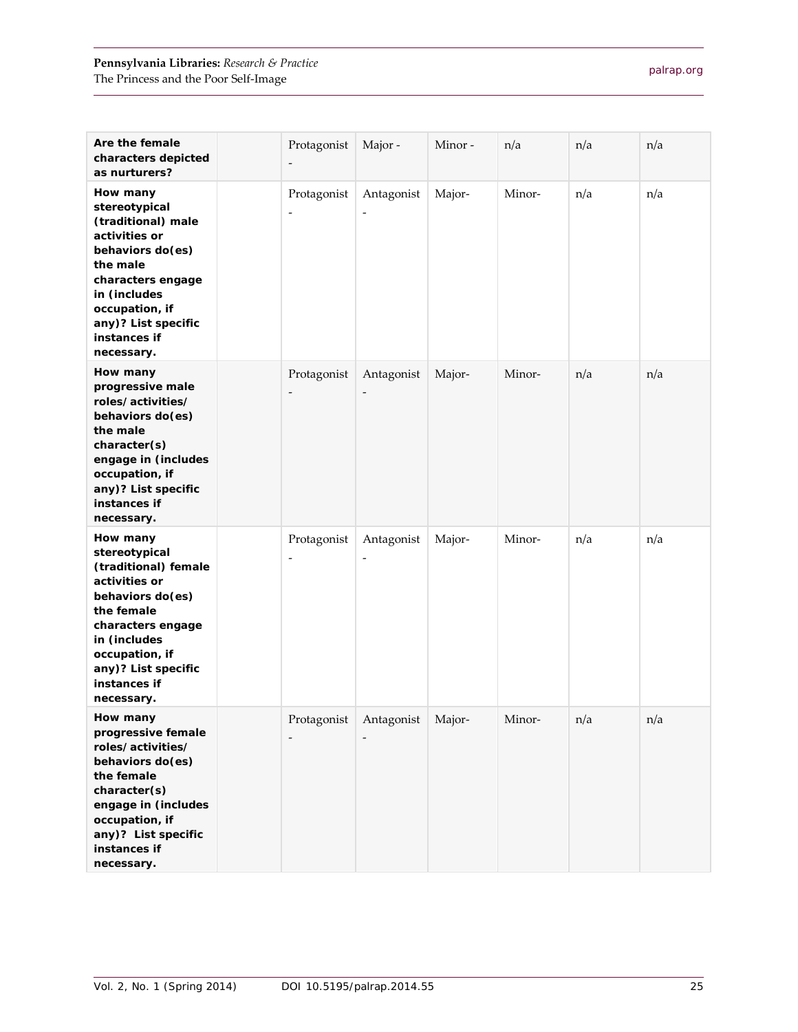| **Are the female characters depicted as nurturers?** | | Protagonist - | Major - | Minor - | n/a | n/a | n/a |
|---|---|---|---|---|---|---|---|
| **How many stereotypical (traditional) male activities or behaviors do(es) the male characters engage in (includes occupation, if any)? List specific instances if necessary.** | | Protagonist - | Antagonist - | Major- | Minor- | n/a | n/a |
| **How many progressive male roles/ activities/ behaviors do(es) the male character(s) engage in (includes occupation, if any)? List specific instances if necessary.** | | Protagonist - | Antagonist - | Major- | Minor- | n/a | n/a |
| **How many stereotypical (traditional) female activities or behaviors do(es) the female characters engage in (includes occupation, if any)? List specific instances if necessary.** | | Protagonist - | Antagonist - | Major- | Minor- | n/a | n/a |
| **How many progressive female roles/ activities/ behaviors do(es) the female character(s) engage in (includes occupation, if any)? List specific instances if necessary.** | | Protagonist - | Antagonist - | Major- | Minor- | n/a | n/a |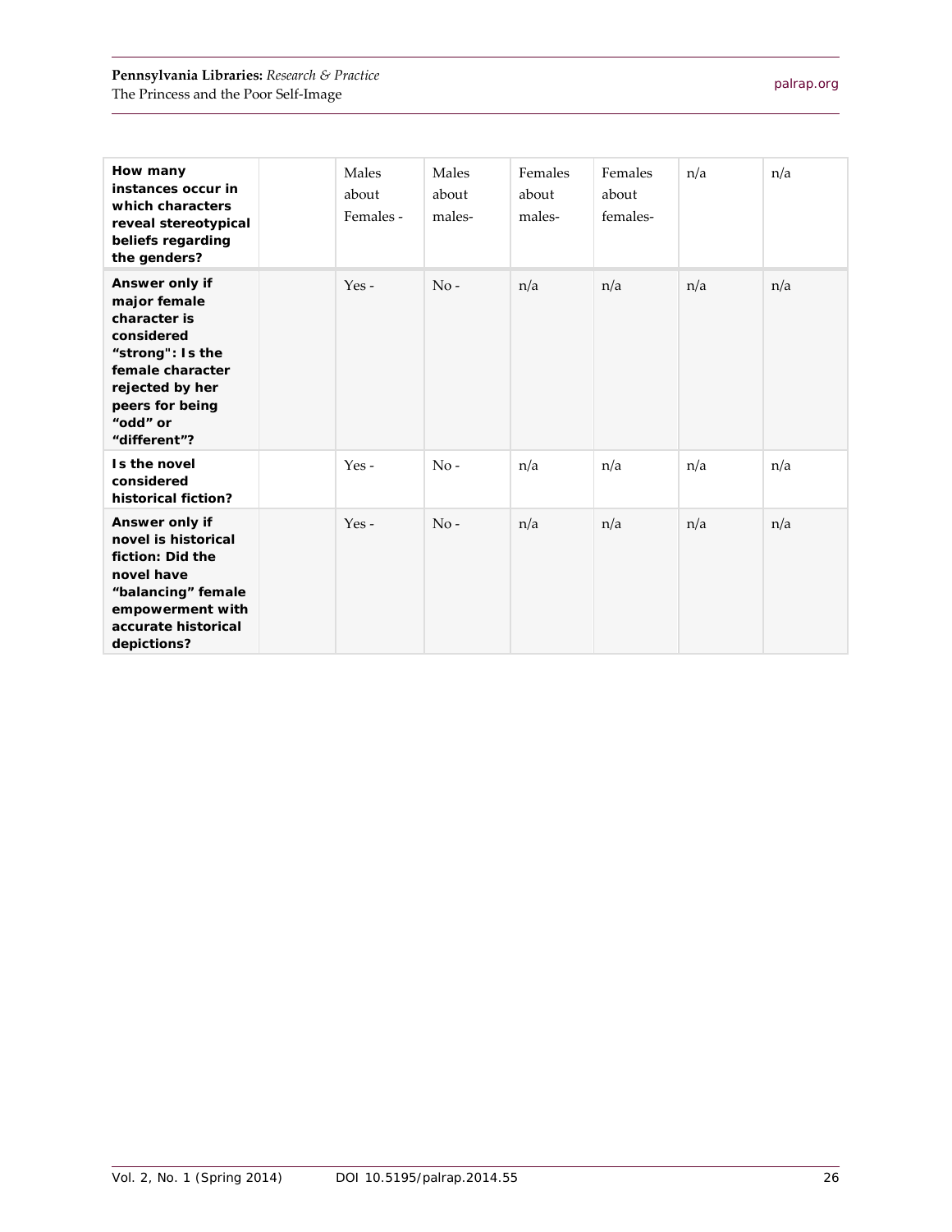| | | | | | | | |
|---|---|---|---|---|---|---|---|
| **How many instances occur in which characters reveal stereotypical beliefs regarding the genders?** | | Males about Females - | Males about males- | Females about males- | Females about females- | n/a | n/a |
| **Answer only if major female character is considered "strong": Is the female character rejected by her peers for being "odd" or "different"?** | | Yes - | No - | n/a | n/a | n/a | n/a |
| **Is the novel considered historical fiction?** | | Yes - | No - | n/a | n/a | n/a | n/a |
| **Answer only if novel is historical fiction: Did the novel have "balancing" female empowerment with accurate historical depictions?** | | Yes - | No - | n/a | n/a | n/a | n/a |